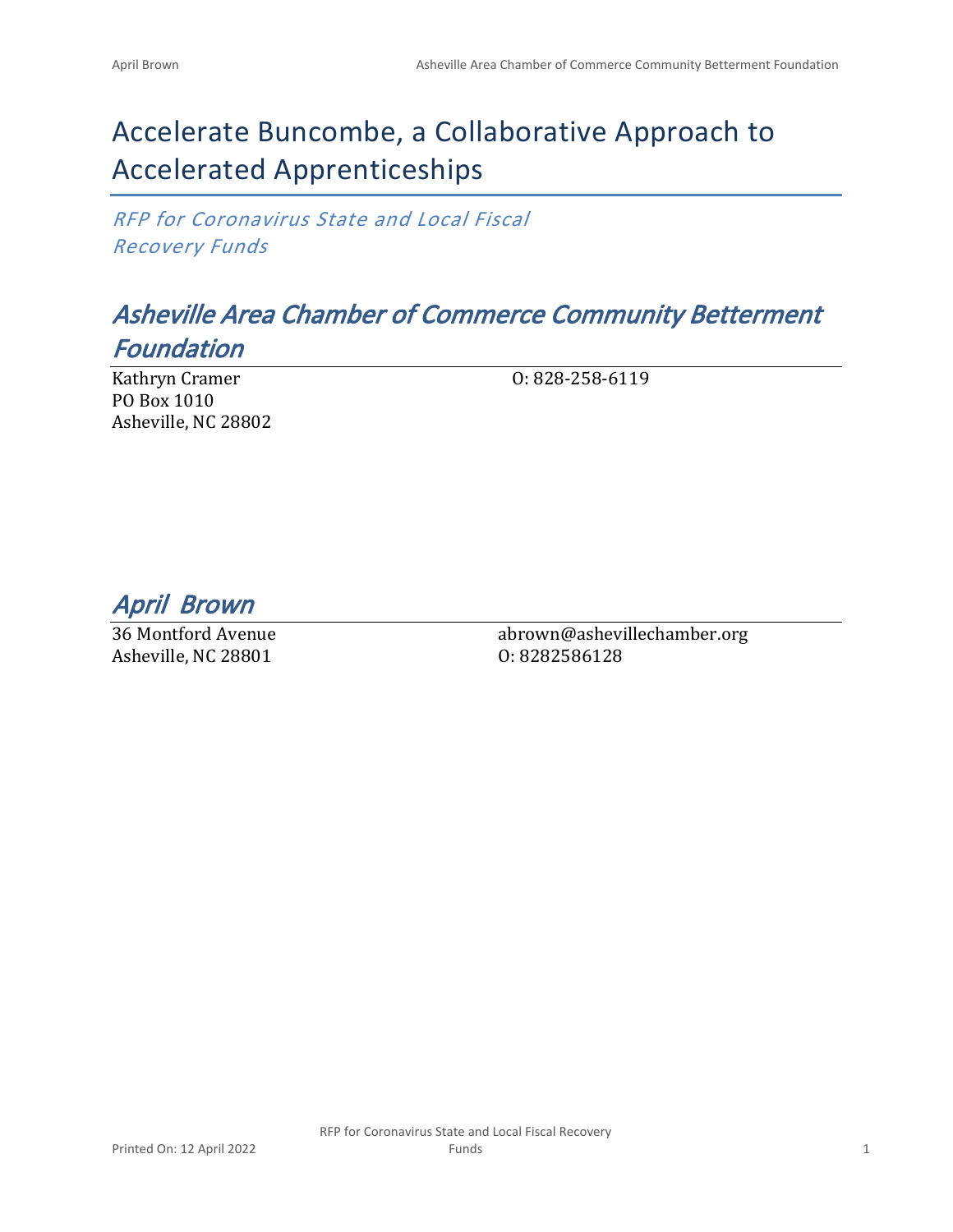# Accelerate Buncombe, a Collaborative Approach to Accelerated Apprenticeships

*RFP for Coronavirus State and Local Fiscal Recovery Funds*

## *Asheville Area Chamber of Commerce Community Betterment Foundation*

Kathryn Cramer
PO Box 1010
Asheville, NC 28802

O: 828-258-6119

## *April Brown*

36 Montford Avenue
Asheville, NC 28801

abrown@ashevillechamber.org
O: 8282586128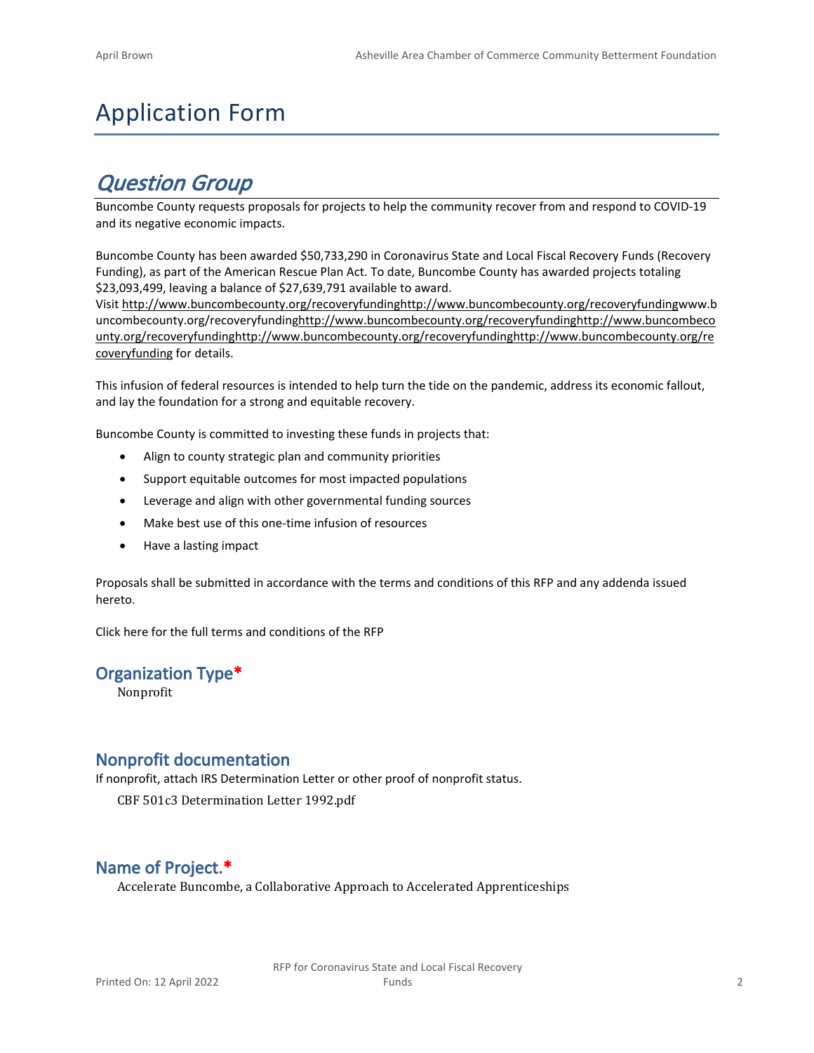# Application Form

## *Question Group*

Buncombe County requests proposals for projects to help the community recover from and respond to COVID-19 and its negative economic impacts.

Buncombe County has been awarded $50,733,290 in Coronavirus State and Local Fiscal Recovery Funds (Recovery Funding), as part of the American Rescue Plan Act. To date, Buncombe County has awarded projects totaling $23,093,499, leaving a balance of $27,639,791 available to award.
Visit http://www.buncombecounty.org/recoveryfundinghttp://www.buncombecounty.org/recoveryfundingwww.buncombecounty.org/recoveryfundinghttp://www.buncombecounty.org/recoveryfundinghttp://www.buncombecounty.org/recoveryfundinghttp://www.buncombecounty.org/recoveryfundinghttp://www.buncombecounty.org/recoveryfunding for details.

This infusion of federal resources is intended to help turn the tide on the pandemic, address its economic fallout, and lay the foundation for a strong and equitable recovery.

Buncombe County is committed to investing these funds in projects that:

- Align to county strategic plan and community priorities
- Support equitable outcomes for most impacted populations
- Leverage and align with other governmental funding sources
- Make best use of this one-time infusion of resources
- Have a lasting impact

Proposals shall be submitted in accordance with the terms and conditions of this RFP and any addenda issued hereto.

Click here for the full terms and conditions of the RFP

### Organization Type*

Nonprofit

### Nonprofit documentation

If nonprofit, attach IRS Determination Letter or other proof of nonprofit status.

CBF 501c3 Determination Letter 1992.pdf

### Name of Project.*

Accelerate Buncombe, a Collaborative Approach to Accelerated Apprenticeships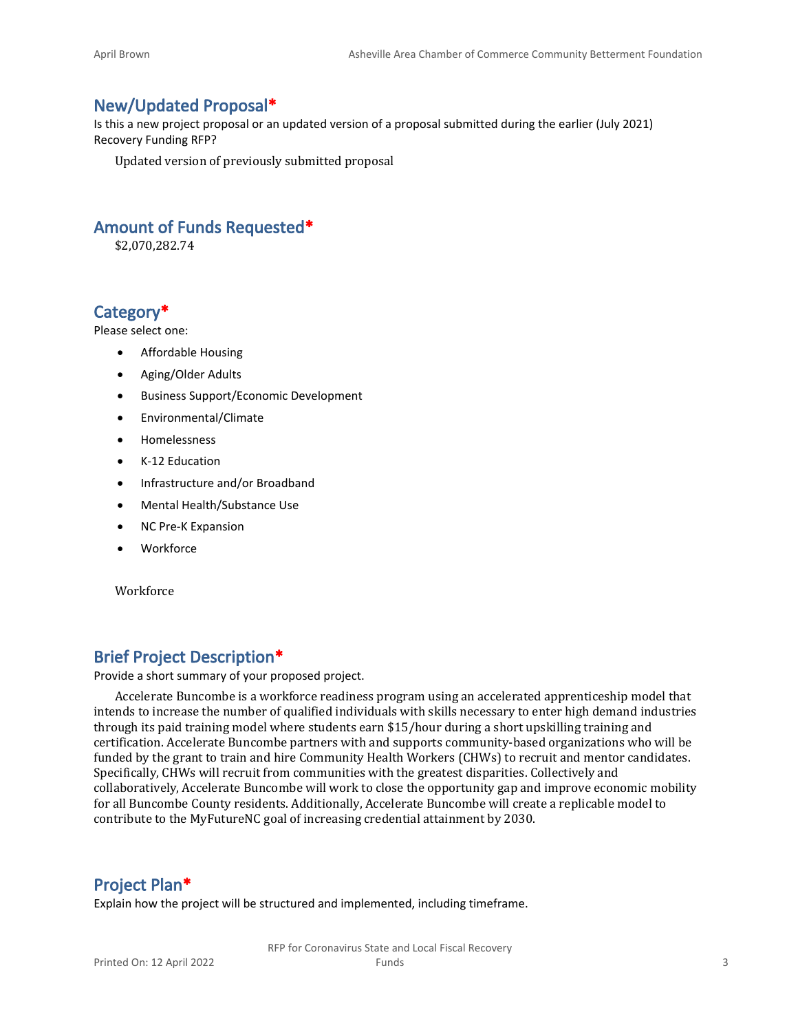## New/Updated Proposal*

Is this a new project proposal or an updated version of a proposal submitted during the earlier (July 2021) Recovery Funding RFP?

Updated version of previously submitted proposal

## Amount of Funds Requested*

$2,070,282.74

## Category*

Please select one:

- Affordable Housing
- Aging/Older Adults
- Business Support/Economic Development
- Environmental/Climate
- Homelessness
- K-12 Education
- Infrastructure and/or Broadband
- Mental Health/Substance Use
- NC Pre-K Expansion
- Workforce

Workforce

## Brief Project Description*

Provide a short summary of your proposed project.

Accelerate Buncombe is a workforce readiness program using an accelerated apprenticeship model that intends to increase the number of qualified individuals with skills necessary to enter high demand industries through its paid training model where students earn $15/hour during a short upskilling training and certification. Accelerate Buncombe partners with and supports community-based organizations who will be funded by the grant to train and hire Community Health Workers (CHWs) to recruit and mentor candidates. Specifically, CHWs will recruit from communities with the greatest disparities. Collectively and collaboratively, Accelerate Buncombe will work to close the opportunity gap and improve economic mobility for all Buncombe County residents. Additionally, Accelerate Buncombe will create a replicable model to contribute to the MyFutureNC goal of increasing credential attainment by 2030.

## Project Plan*

Explain how the project will be structured and implemented, including timeframe.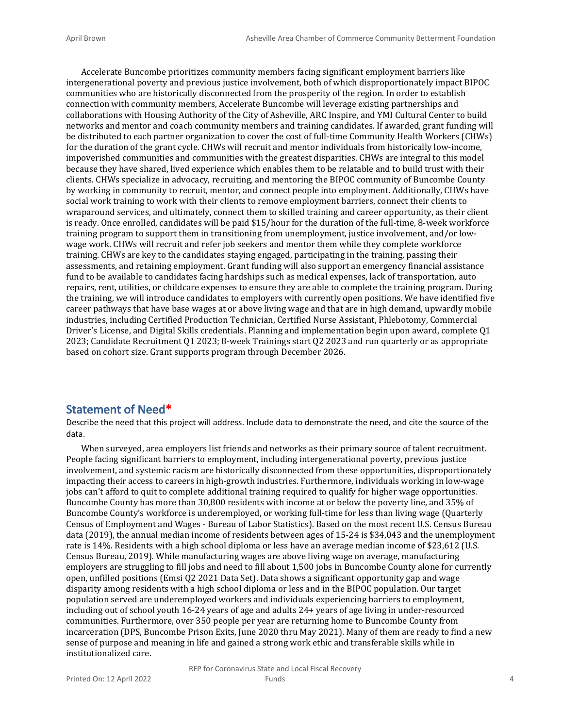Accelerate Buncombe prioritizes community members facing significant employment barriers like intergenerational poverty and previous justice involvement, both of which disproportionately impact BIPOC communities who are historically disconnected from the prosperity of the region. In order to establish connection with community members, Accelerate Buncombe will leverage existing partnerships and collaborations with Housing Authority of the City of Asheville, ARC Inspire, and YMI Cultural Center to build networks and mentor and coach community members and training candidates. If awarded, grant funding will be distributed to each partner organization to cover the cost of full-time Community Health Workers (CHWs) for the duration of the grant cycle. CHWs will recruit and mentor individuals from historically low-income, impoverished communities and communities with the greatest disparities. CHWs are integral to this model because they have shared, lived experience which enables them to be relatable and to build trust with their clients. CHWs specialize in advocacy, recruiting, and mentoring the BIPOC community of Buncombe County by working in community to recruit, mentor, and connect people into employment. Additionally, CHWs have social work training to work with their clients to remove employment barriers, connect their clients to wraparound services, and ultimately, connect them to skilled training and career opportunity, as their client is ready. Once enrolled, candidates will be paid $15/hour for the duration of the full-time, 8-week workforce training program to support them in transitioning from unemployment, justice involvement, and/or low-wage work. CHWs will recruit and refer job seekers and mentor them while they complete workforce training. CHWs are key to the candidates staying engaged, participating in the training, passing their assessments, and retaining employment. Grant funding will also support an emergency financial assistance fund to be available to candidates facing hardships such as medical expenses, lack of transportation, auto repairs, rent, utilities, or childcare expenses to ensure they are able to complete the training program. During the training, we will introduce candidates to employers with currently open positions. We have identified five career pathways that have base wages at or above living wage and that are in high demand, upwardly mobile industries, including Certified Production Technician, Certified Nurse Assistant, Phlebotomy, Commercial Driver's License, and Digital Skills credentials. Planning and implementation begin upon award, complete Q1 2023; Candidate Recruitment Q1 2023; 8-week Trainings start Q2 2023 and run quarterly or as appropriate based on cohort size. Grant supports program through December 2026.

## Statement of Need*

Describe the need that this project will address. Include data to demonstrate the need, and cite the source of the data.

When surveyed, area employers list friends and networks as their primary source of talent recruitment. People facing significant barriers to employment, including intergenerational poverty, previous justice involvement, and systemic racism are historically disconnected from these opportunities, disproportionately impacting their access to careers in high-growth industries. Furthermore, individuals working in low-wage jobs can't afford to quit to complete additional training required to qualify for higher wage opportunities. Buncombe County has more than 30,800 residents with income at or below the poverty line, and 35% of Buncombe County's workforce is underemployed, or working full-time for less than living wage (Quarterly Census of Employment and Wages - Bureau of Labor Statistics). Based on the most recent U.S. Census Bureau data (2019), the annual median income of residents between ages of 15-24 is $34,043 and the unemployment rate is 14%. Residents with a high school diploma or less have an average median income of $23,612 (U.S. Census Bureau, 2019). While manufacturing wages are above living wage on average, manufacturing employers are struggling to fill jobs and need to fill about 1,500 jobs in Buncombe County alone for currently open, unfilled positions (Emsi Q2 2021 Data Set). Data shows a significant opportunity gap and wage disparity among residents with a high school diploma or less and in the BIPOC population. Our target population served are underemployed workers and individuals experiencing barriers to employment, including out of school youth 16-24 years of age and adults 24+ years of age living in under-resourced communities. Furthermore, over 350 people per year are returning home to Buncombe County from incarceration (DPS, Buncombe Prison Exits, June 2020 thru May 2021). Many of them are ready to find a new sense of purpose and meaning in life and gained a strong work ethic and transferable skills while in institutionalized care.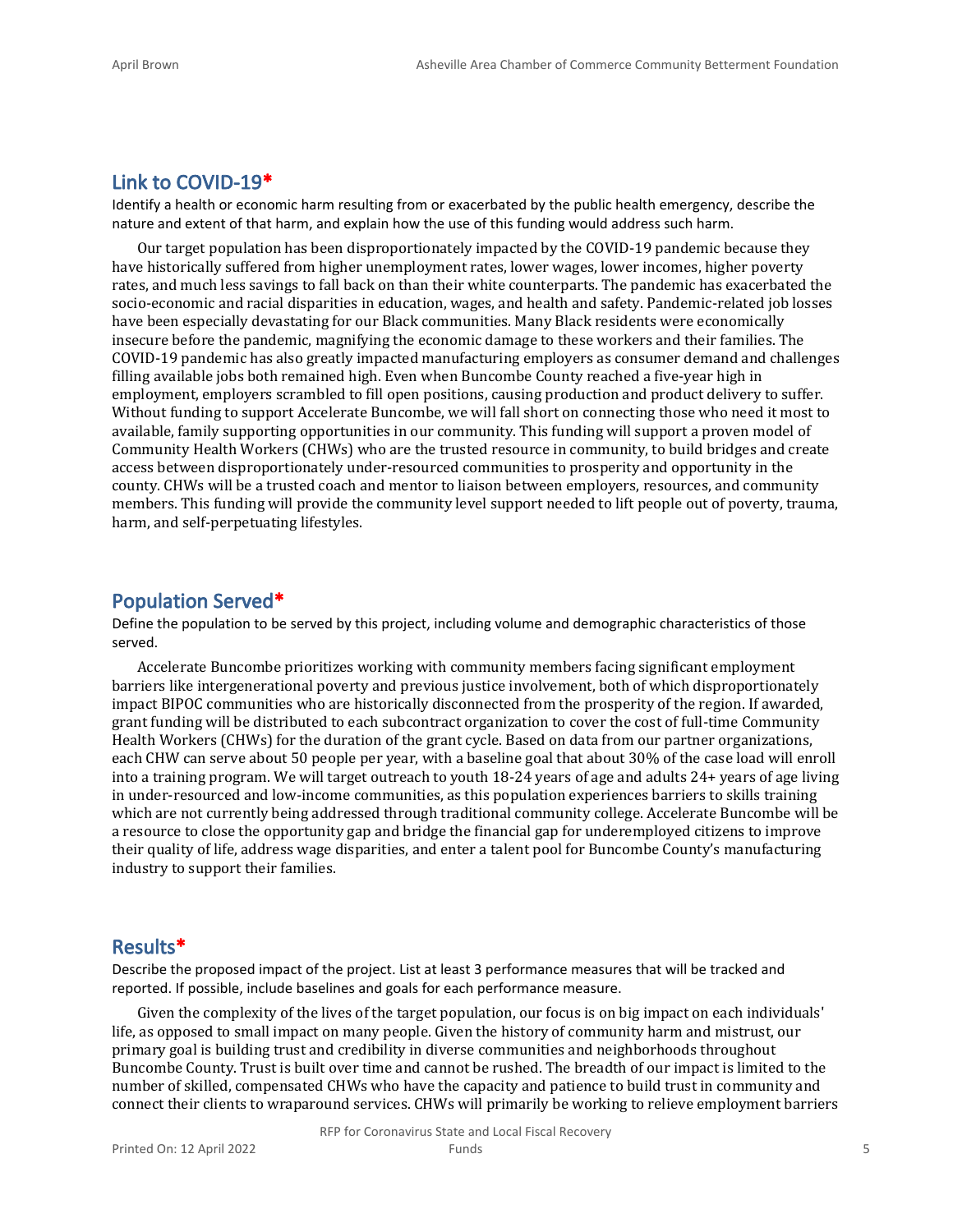## Link to COVID-19*

Identify a health or economic harm resulting from or exacerbated by the public health emergency, describe the nature and extent of that harm, and explain how the use of this funding would address such harm.

Our target population has been disproportionately impacted by the COVID-19 pandemic because they have historically suffered from higher unemployment rates, lower wages, lower incomes, higher poverty rates, and much less savings to fall back on than their white counterparts. The pandemic has exacerbated the socio-economic and racial disparities in education, wages, and health and safety. Pandemic-related job losses have been especially devastating for our Black communities. Many Black residents were economically insecure before the pandemic, magnifying the economic damage to these workers and their families. The COVID-19 pandemic has also greatly impacted manufacturing employers as consumer demand and challenges filling available jobs both remained high. Even when Buncombe County reached a five-year high in employment, employers scrambled to fill open positions, causing production and product delivery to suffer. Without funding to support Accelerate Buncombe, we will fall short on connecting those who need it most to available, family supporting opportunities in our community. This funding will support a proven model of Community Health Workers (CHWs) who are the trusted resource in community, to build bridges and create access between disproportionately under-resourced communities to prosperity and opportunity in the county. CHWs will be a trusted coach and mentor to liaison between employers, resources, and community members. This funding will provide the community level support needed to lift people out of poverty, trauma, harm, and self-perpetuating lifestyles.

## Population Served*

Define the population to be served by this project, including volume and demographic characteristics of those served.

Accelerate Buncombe prioritizes working with community members facing significant employment barriers like intergenerational poverty and previous justice involvement, both of which disproportionately impact BIPOC communities who are historically disconnected from the prosperity of the region. If awarded, grant funding will be distributed to each subcontract organization to cover the cost of full-time Community Health Workers (CHWs) for the duration of the grant cycle. Based on data from our partner organizations, each CHW can serve about 50 people per year, with a baseline goal that about 30% of the case load will enroll into a training program. We will target outreach to youth 18-24 years of age and adults 24+ years of age living in under-resourced and low-income communities, as this population experiences barriers to skills training which are not currently being addressed through traditional community college. Accelerate Buncombe will be a resource to close the opportunity gap and bridge the financial gap for underemployed citizens to improve their quality of life, address wage disparities, and enter a talent pool for Buncombe County's manufacturing industry to support their families.

## Results*

Describe the proposed impact of the project. List at least 3 performance measures that will be tracked and reported. If possible, include baselines and goals for each performance measure.

Given the complexity of the lives of the target population, our focus is on big impact on each individuals' life, as opposed to small impact on many people. Given the history of community harm and mistrust, our primary goal is building trust and credibility in diverse communities and neighborhoods throughout Buncombe County. Trust is built over time and cannot be rushed. The breadth of our impact is limited to the number of skilled, compensated CHWs who have the capacity and patience to build trust in community and connect their clients to wraparound services. CHWs will primarily be working to relieve employment barriers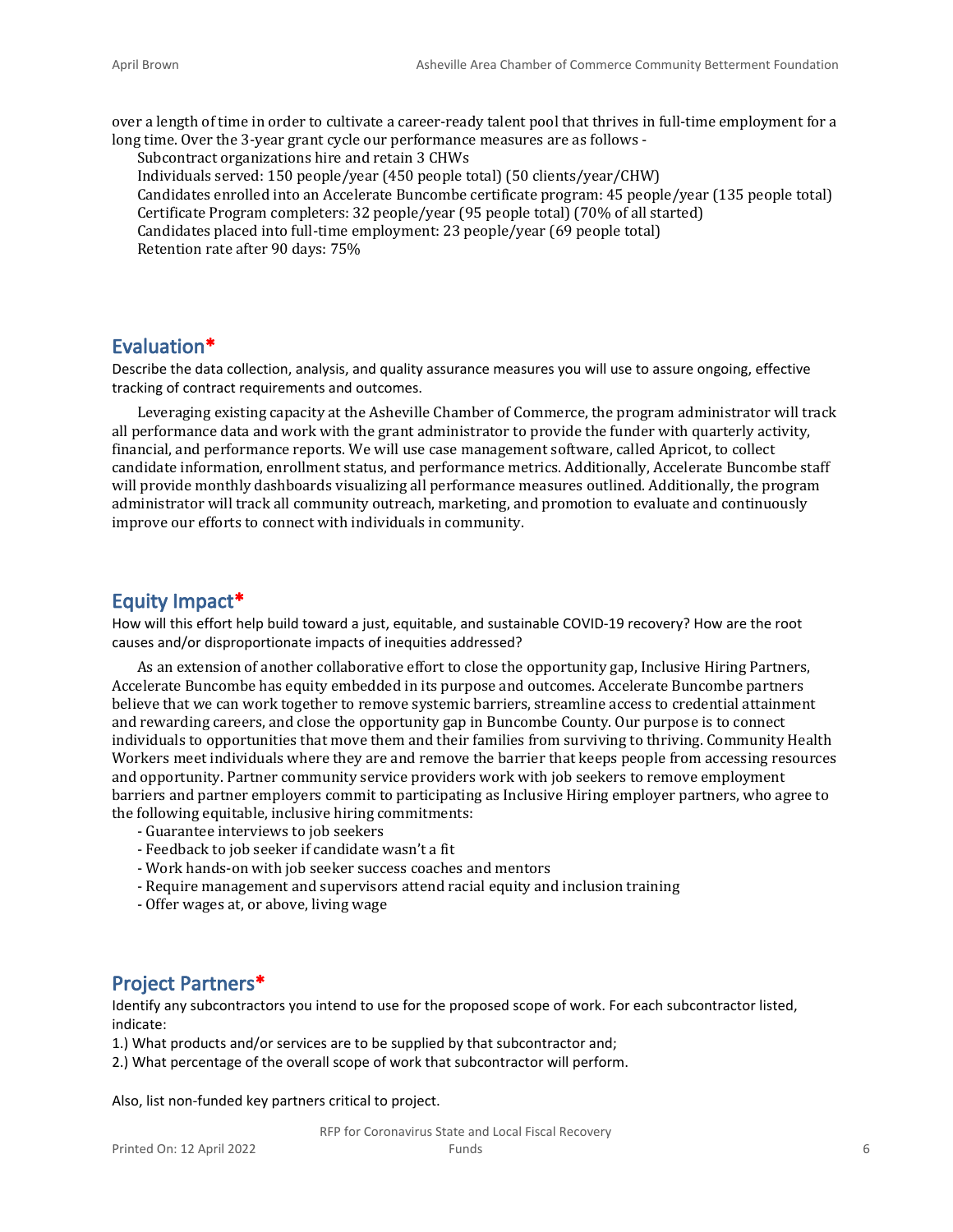over a length of time in order to cultivate a career-ready talent pool that thrives in full-time employment for a long time. Over the 3-year grant cycle our performance measures are as follows -

Subcontract organizations hire and retain 3 CHWs
Individuals served: 150 people/year (450 people total) (50 clients/year/CHW)
Candidates enrolled into an Accelerate Buncombe certificate program: 45 people/year (135 people total)
Certificate Program completers: 32 people/year (95 people total) (70% of all started)
Candidates placed into full-time employment: 23 people/year (69 people total)
Retention rate after 90 days: 75%

## Evaluation*

Describe the data collection, analysis, and quality assurance measures you will use to assure ongoing, effective tracking of contract requirements and outcomes.

Leveraging existing capacity at the Asheville Chamber of Commerce, the program administrator will track all performance data and work with the grant administrator to provide the funder with quarterly activity, financial, and performance reports. We will use case management software, called Apricot, to collect candidate information, enrollment status, and performance metrics. Additionally, Accelerate Buncombe staff will provide monthly dashboards visualizing all performance measures outlined. Additionally, the program administrator will track all community outreach, marketing, and promotion to evaluate and continuously improve our efforts to connect with individuals in community.

## Equity Impact*

How will this effort help build toward a just, equitable, and sustainable COVID-19 recovery? How are the root causes and/or disproportionate impacts of inequities addressed?

As an extension of another collaborative effort to close the opportunity gap, Inclusive Hiring Partners, Accelerate Buncombe has equity embedded in its purpose and outcomes. Accelerate Buncombe partners believe that we can work together to remove systemic barriers, streamline access to credential attainment and rewarding careers, and close the opportunity gap in Buncombe County. Our purpose is to connect individuals to opportunities that move them and their families from surviving to thriving. Community Health Workers meet individuals where they are and remove the barrier that keeps people from accessing resources and opportunity. Partner community service providers work with job seekers to remove employment barriers and partner employers commit to participating as Inclusive Hiring employer partners, who agree to the following equitable, inclusive hiring commitments:

- Guarantee interviews to job seekers
- Feedback to job seeker if candidate wasn't a fit
- Work hands-on with job seeker success coaches and mentors
- Require management and supervisors attend racial equity and inclusion training
- Offer wages at, or above, living wage

## Project Partners*

Identify any subcontractors you intend to use for the proposed scope of work. For each subcontractor listed, indicate:

1.) What products and/or services are to be supplied by that subcontractor and;
2.) What percentage of the overall scope of work that subcontractor will perform.

Also, list non-funded key partners critical to project.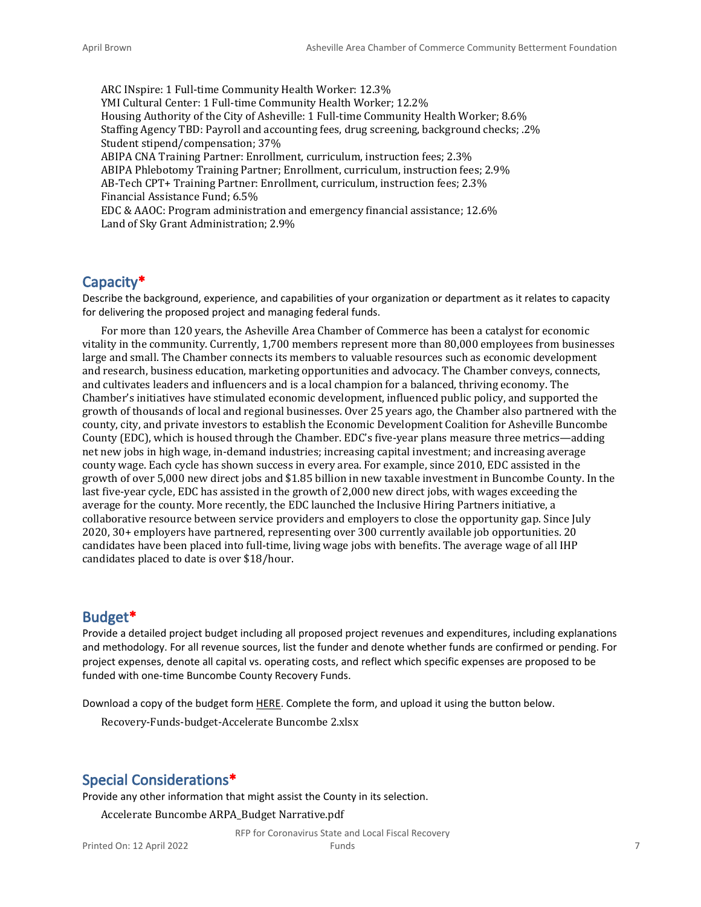ARC INspire: 1 Full-time Community Health Worker: 12.3%
YMI Cultural Center: 1 Full-time Community Health Worker; 12.2%
Housing Authority of the City of Asheville: 1 Full-time Community Health Worker; 8.6%
Staffing Agency TBD: Payroll and accounting fees, drug screening, background checks; .2%
Student stipend/compensation; 37%
ABIPA CNA Training Partner: Enrollment, curriculum, instruction fees; 2.3%
ABIPA Phlebotomy Training Partner; Enrollment, curriculum, instruction fees; 2.9%
AB-Tech CPT+ Training Partner: Enrollment, curriculum, instruction fees; 2.3%
Financial Assistance Fund; 6.5%
EDC & AAOC: Program administration and emergency financial assistance; 12.6%
Land of Sky Grant Administration; 2.9%

## Capacity*

Describe the background, experience, and capabilities of your organization or department as it relates to capacity for delivering the proposed project and managing federal funds.

For more than 120 years, the Asheville Area Chamber of Commerce has been a catalyst for economic vitality in the community. Currently, 1,700 members represent more than 80,000 employees from businesses large and small. The Chamber connects its members to valuable resources such as economic development and research, business education, marketing opportunities and advocacy. The Chamber conveys, connects, and cultivates leaders and influencers and is a local champion for a balanced, thriving economy. The Chamber's initiatives have stimulated economic development, influenced public policy, and supported the growth of thousands of local and regional businesses. Over 25 years ago, the Chamber also partnered with the county, city, and private investors to establish the Economic Development Coalition for Asheville Buncombe County (EDC), which is housed through the Chamber. EDC's five-year plans measure three metrics—adding net new jobs in high wage, in-demand industries; increasing capital investment; and increasing average county wage. Each cycle has shown success in every area. For example, since 2010, EDC assisted in the growth of over 5,000 new direct jobs and $1.85 billion in new taxable investment in Buncombe County. In the last five-year cycle, EDC has assisted in the growth of 2,000 new direct jobs, with wages exceeding the average for the county. More recently, the EDC launched the Inclusive Hiring Partners initiative, a collaborative resource between service providers and employers to close the opportunity gap. Since July 2020, 30+ employers have partnered, representing over 300 currently available job opportunities. 20 candidates have been placed into full-time, living wage jobs with benefits. The average wage of all IHP candidates placed to date is over $18/hour.

## Budget*

Provide a detailed project budget including all proposed project revenues and expenditures, including explanations and methodology. For all revenue sources, list the funder and denote whether funds are confirmed or pending. For project expenses, denote all capital vs. operating costs, and reflect which specific expenses are proposed to be funded with one-time Buncombe County Recovery Funds.

Download a copy of the budget form HERE. Complete the form, and upload it using the button below.

Recovery-Funds-budget-Accelerate Buncombe 2.xlsx

## Special Considerations*

Provide any other information that might assist the County in its selection.

Accelerate Buncombe ARPA_Budget Narrative.pdf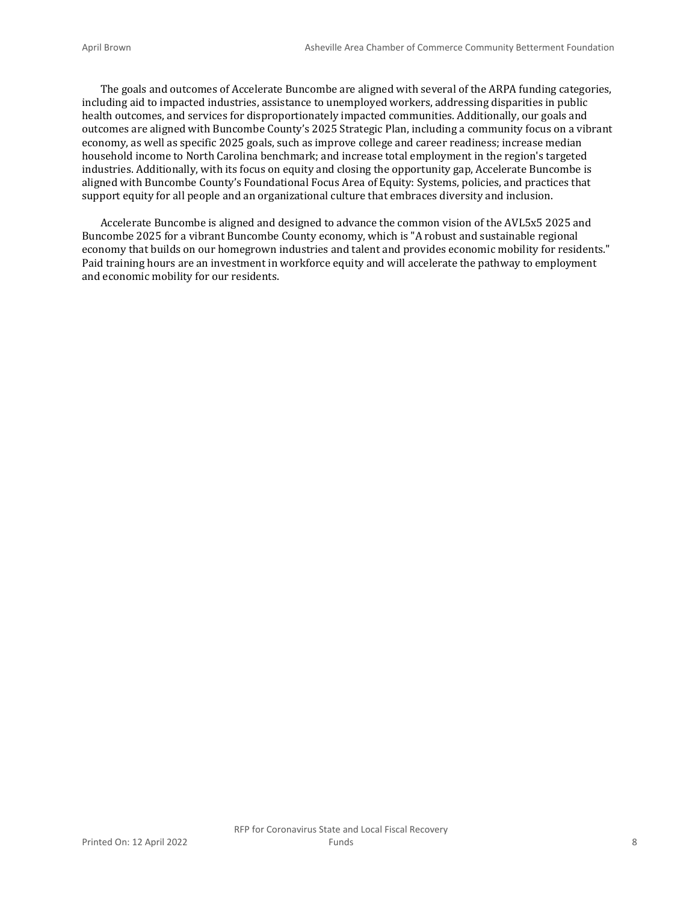The goals and outcomes of Accelerate Buncombe are aligned with several of the ARPA funding categories, including aid to impacted industries, assistance to unemployed workers, addressing disparities in public health outcomes, and services for disproportionately impacted communities. Additionally, our goals and outcomes are aligned with Buncombe County's 2025 Strategic Plan, including a community focus on a vibrant economy, as well as specific 2025 goals, such as improve college and career readiness; increase median household income to North Carolina benchmark; and increase total employment in the region's targeted industries. Additionally, with its focus on equity and closing the opportunity gap, Accelerate Buncombe is aligned with Buncombe County's Foundational Focus Area of Equity: Systems, policies, and practices that support equity for all people and an organizational culture that embraces diversity and inclusion.

Accelerate Buncombe is aligned and designed to advance the common vision of the AVL5x5 2025 and Buncombe 2025 for a vibrant Buncombe County economy, which is "A robust and sustainable regional economy that builds on our homegrown industries and talent and provides economic mobility for residents." Paid training hours are an investment in workforce equity and will accelerate the pathway to employment and economic mobility for our residents.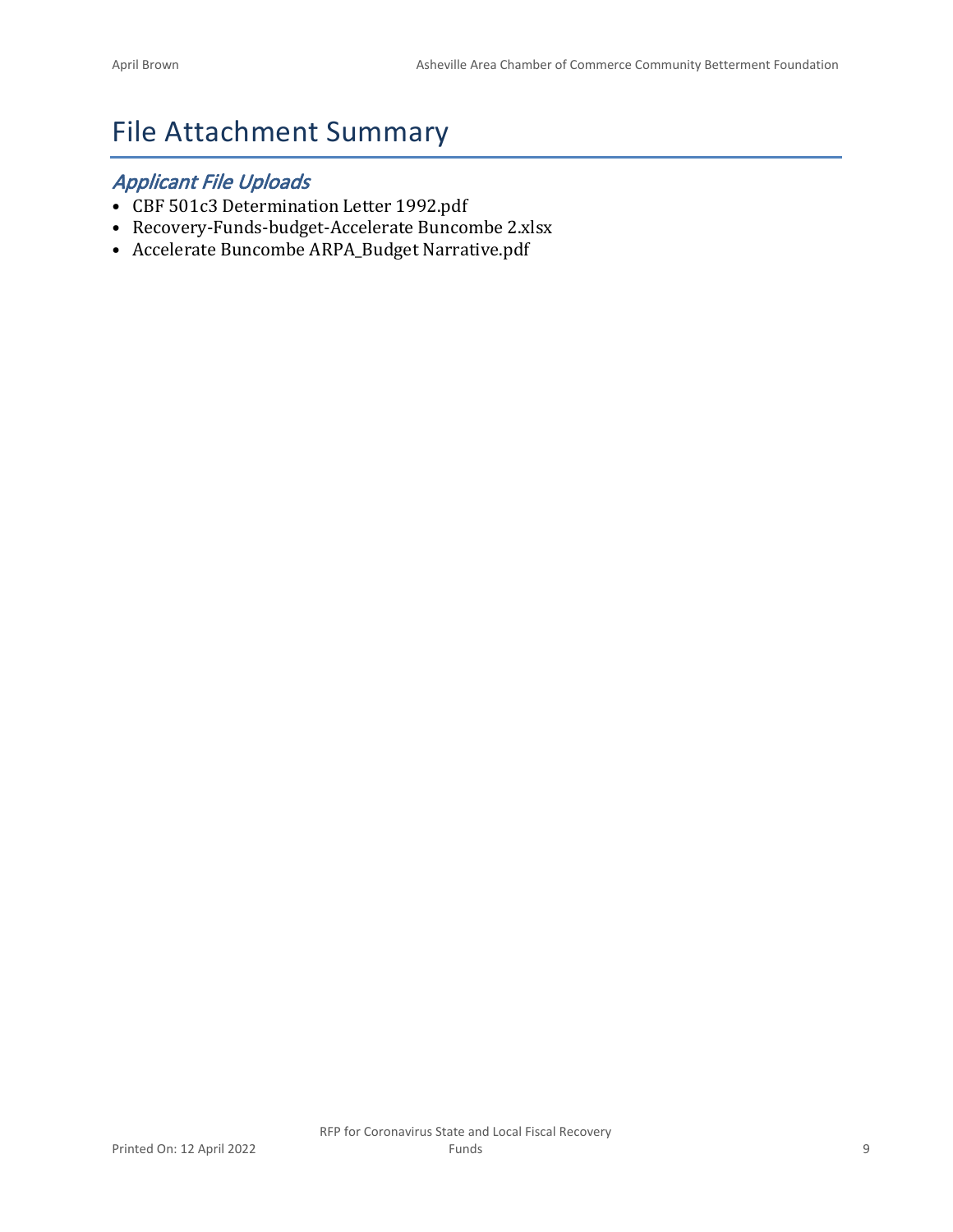# File Attachment Summary

## *Applicant File Uploads*

- CBF 501c3 Determination Letter 1992.pdf
- Recovery-Funds-budget-Accelerate Buncombe 2.xlsx
- Accelerate Buncombe ARPA_Budget Narrative.pdf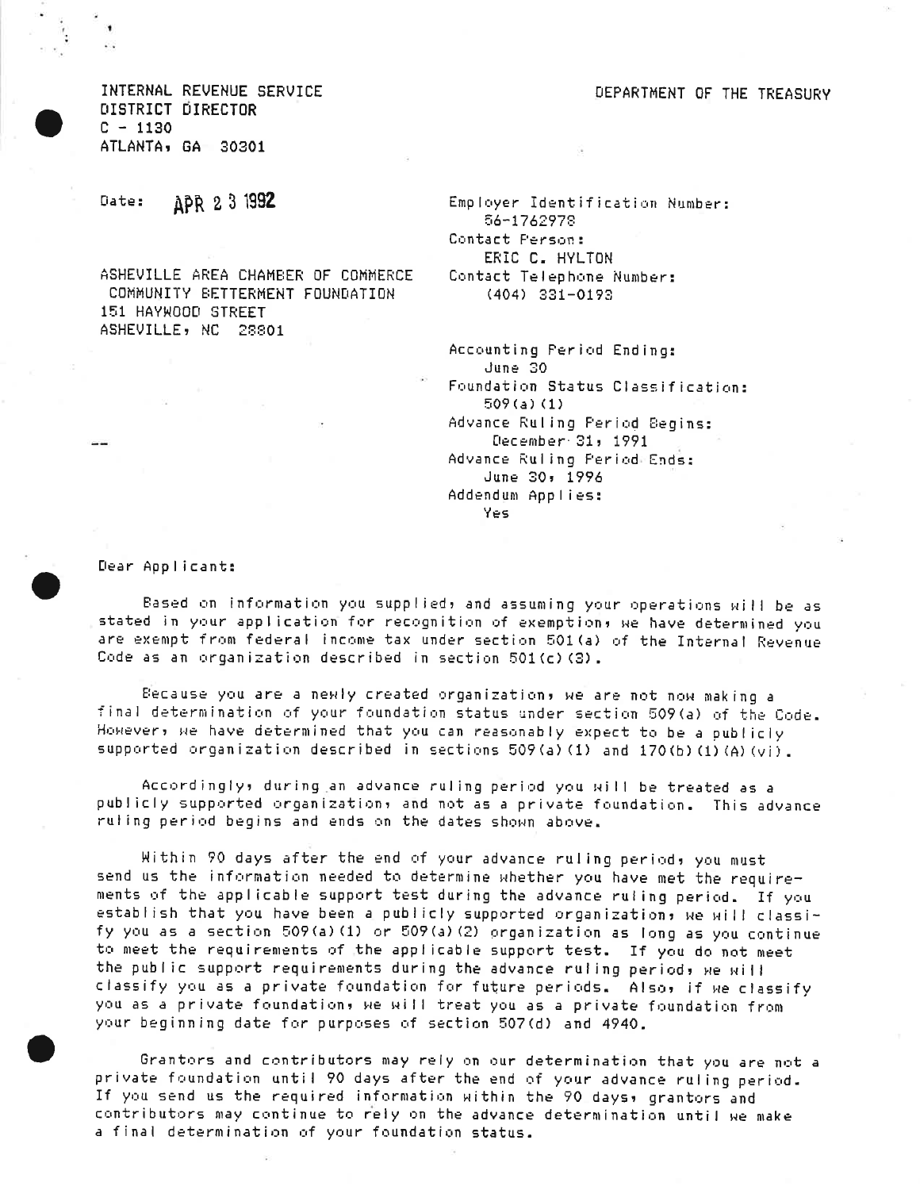INTERNAL REVENUE SERVICE
DISTRICT DIRECTOR
C - 1130
ATLANTA, GA 30301

DEPARTMENT OF THE TREASURY

Date: APR 23 1992

ASHEVILLE AREA CHAMBER OF COMMERCE
COMMUNITY BETTERMENT FOUNDATION
151 HAYWOOD STREET
ASHEVILLE, NC 28801

Employer Identification Number:
56-1762978
Contact Person:
ERIC C. HYLTON
Contact Telephone Number:
(404) 331-0193

Accounting Period Ending:
June 30
Foundation Status Classification:
509(a)(1)
Advance Ruling Period Begins:
December 31, 1991
Advance Ruling Period Ends:
June 30, 1996
Addendum Applies:
Yes

Dear Applicant:

Based on information you supplied, and assuming your operations will be as stated in your application for recognition of exemption, we have determined you are exempt from federal income tax under section 501(a) of the Internal Revenue Code as an organization described in section 501(c)(3).

Because you are a newly created organization, we are not now making a final determination of your foundation status under section 509(a) of the Code. However, we have determined that you can reasonably expect to be a publicly supported organization described in sections 509(a)(1) and 170(b)(1)(A)(vi).

Accordingly, during an advance ruling period you will be treated as a publicly supported organization, and not as a private foundation. This advance ruling period begins and ends on the dates shown above.

Within 90 days after the end of your advance ruling period, you must send us the information needed to determine whether you have met the requirements of the applicable support test during the advance ruling period. If you establish that you have been a publicly supported organization, we will classify you as a section 509(a)(1) or 509(a)(2) organization as long as you continue to meet the requirements of the applicable support test. If you do not meet the public support requirements during the advance ruling period, we will classify you as a private foundation for future periods. Also, if we classify you as a private foundation, we will treat you as a private foundation from your beginning date for purposes of section 507(d) and 4940.

Grantors and contributors may rely on our determination that you are not a private foundation until 90 days after the end of your advance ruling period. If you send us the required information within the 90 days, grantors and contributors may continue to rely on the advance determination until we make a final determination of your foundation status.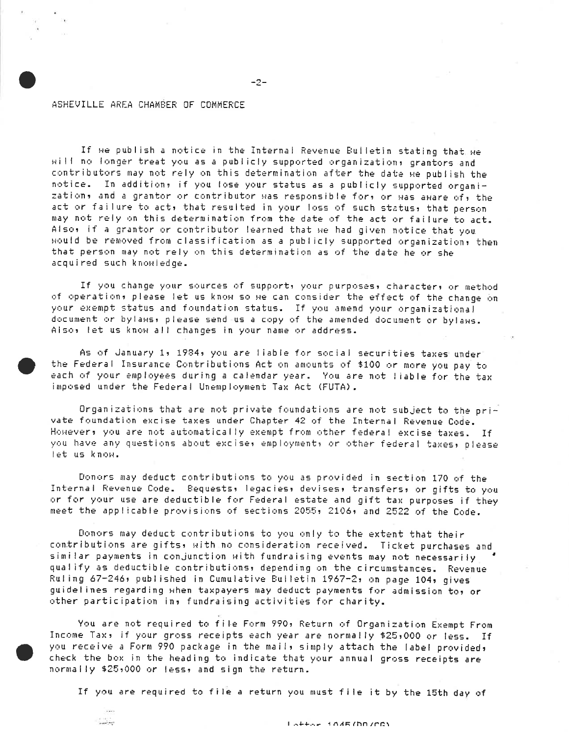ASHEVILLE AREA CHAMBER OF COMMERCE

If we publish a notice in the Internal Revenue Bulletin stating that we will no longer treat you as a publicly supported organization, grantors and contributors may not rely on this determination after the date we publish the notice. In addition, if you lose your status as a publicly supported organization, and a grantor or contributor was responsible for, or was aware of, the act or failure to act, that resulted in your loss of such status, that person may not rely on this determination from the date of the act or failure to act. Also, if a grantor or contributor learned that we had given notice that you would be removed from classification as a publicly supported organization, then that person may not rely on this determination as of the date he or she acquired such knowledge.

If you change your sources of support, your purposes, character, or method of operation, please let us know so we can consider the effect of the change on your exempt status and foundation status. If you amend your organizational document or bylaws, please send us a copy of the amended document or bylaws. Also, let us know all changes in your name or address.

As of January 1, 1984, you are liable for social securities taxes under the Federal Insurance Contributions Act on amounts of $100 or more you pay to each of your employees during a calendar year. You are not liable for the tax imposed under the Federal Unemployment Tax Act (FUTA).

Organizations that are not private foundations are not subject to the private foundation excise taxes under Chapter 42 of the Internal Revenue Code. However, you are not automatically exempt from other federal excise taxes. If you have any questions about excise, employment, or other federal taxes, please let us know.

Donors may deduct contributions to you as provided in section 170 of the Internal Revenue Code. Bequests, legacies, devises, transfers, or gifts to you or for your use are deductible for Federal estate and gift tax purposes if they meet the applicable provisions of sections 2055, 2106, and 2522 of the Code.

Donors may deduct contributions to you only to the extent that their contributions are gifts, with no consideration received. Ticket purchases and similar payments in conjunction with fundraising events may not necessarily qualify as deductible contributions, depending on the circumstances. Revenue Ruling 67-246, published in Cumulative Bulletin 1967-2, on page 104, gives guidelines regarding when taxpayers may deduct payments for admission to, or other participation in, fundraising activities for charity.

You are not required to file Form 990, Return of Organization Exempt From Income Tax, if your gross receipts each year are normally $25,000 or less. If you receive a Form 990 package in the mail, simply attach the label provided, check the box in the heading to indicate that your annual gross receipts are normally $25,000 or less, and sign the return.

If you are required to file a return you must file it by the 15th day of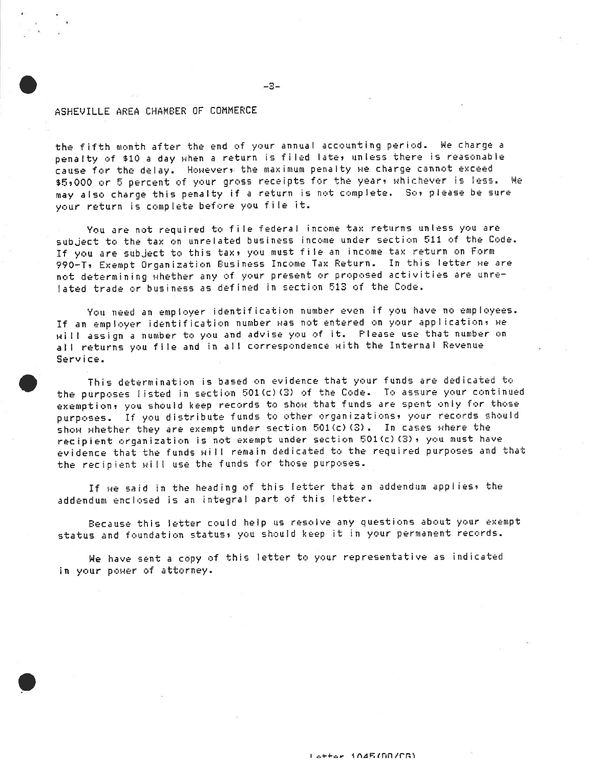ASHEVILLE AREA CHAMBER OF COMMERCE

the fifth month after the end of your annual accounting period. We charge a penalty of $10 a day when a return is filed late, unless there is reasonable cause for the delay. However, the maximum penalty we charge cannot exceed $5,000 or 5 percent of your gross receipts for the year, whichever is less. We may also charge this penalty if a return is not complete. So, please be sure your return is complete before you file it.

You are not required to file federal income tax returns unless you are subject to the tax on unrelated business income under section 511 of the Code. If you are subject to this tax, you must file an income tax return on Form 990-T, Exempt Organization Business Income Tax Return. In this letter we are not determining whether any of your present or proposed activities are unrelated trade or business as defined in section 513 of the Code.

You need an employer identification number even if you have no employees. If an employer identification number was not entered on your application, we will assign a number to you and advise you of it. Please use that number on all returns you file and in all correspondence with the Internal Revenue Service.

This determination is based on evidence that your funds are dedicated to the purposes listed in section 501(c)(3) of the Code. To assure your continued exemption, you should keep records to show that funds are spent only for those purposes. If you distribute funds to other organizations, your records should show whether they are exempt under section 501(c)(3). In cases where the recipient organization is not exempt under section 501(c)(3), you must have evidence that the funds will remain dedicated to the required purposes and that the recipient will use the funds for those purposes.

If we said in the heading of this letter that an addendum applies, the addendum enclosed is an integral part of this letter.

Because this letter could help us resolve any questions about your exempt status and foundation status, you should keep it in your permanent records.

We have sent a copy of this letter to your representative as indicated in your power of attorney.

Letter 1045(DO/CG)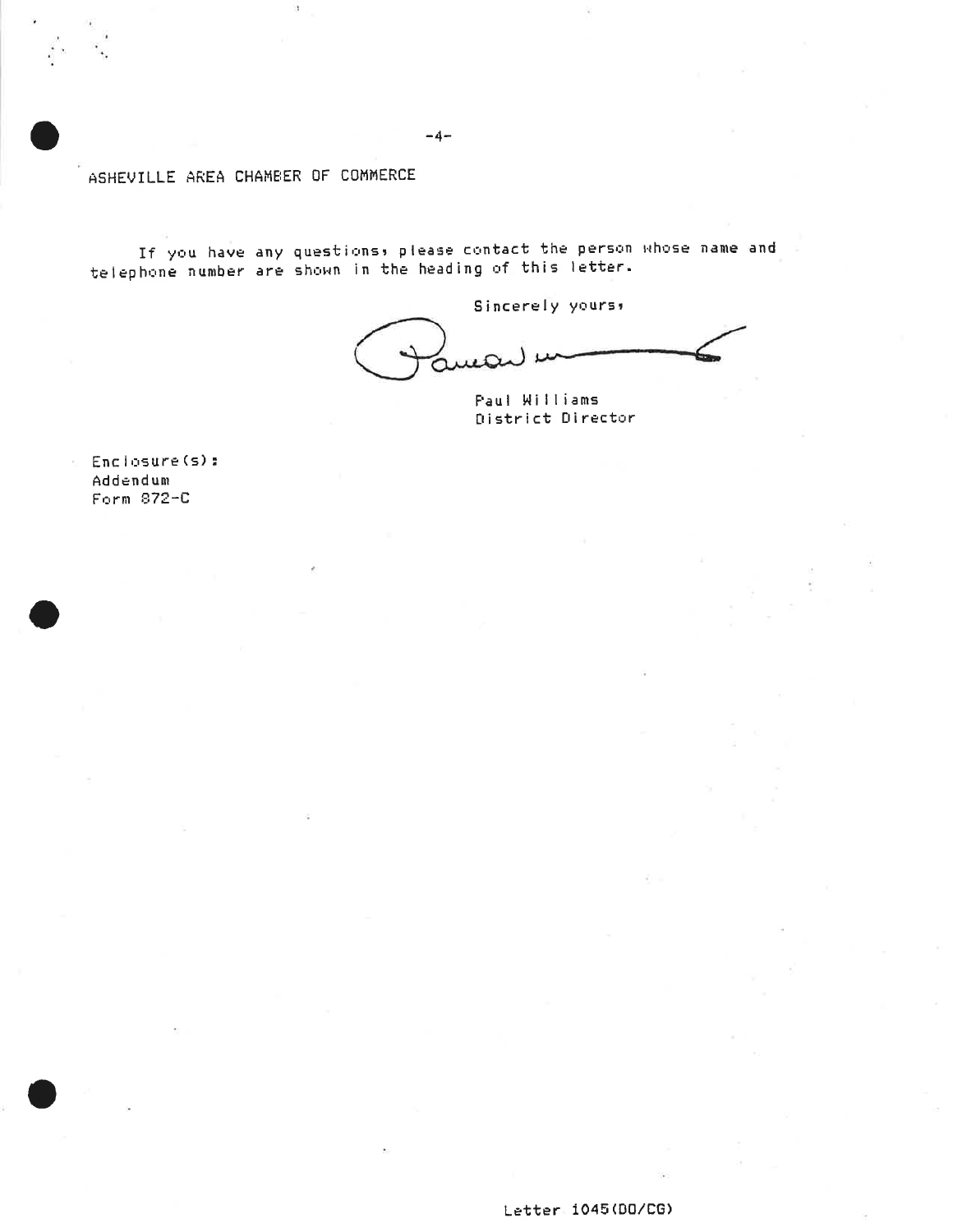ASHEVILLE AREA CHAMBER OF COMMERCE

If you have any questions, please contact the person whose name and telephone number are shown in the heading of this letter.

Sincerely yours,

Paul Williams
District Director

Enclosure(s):
Addendum
Form 872-C

Letter 1045(DO/CG)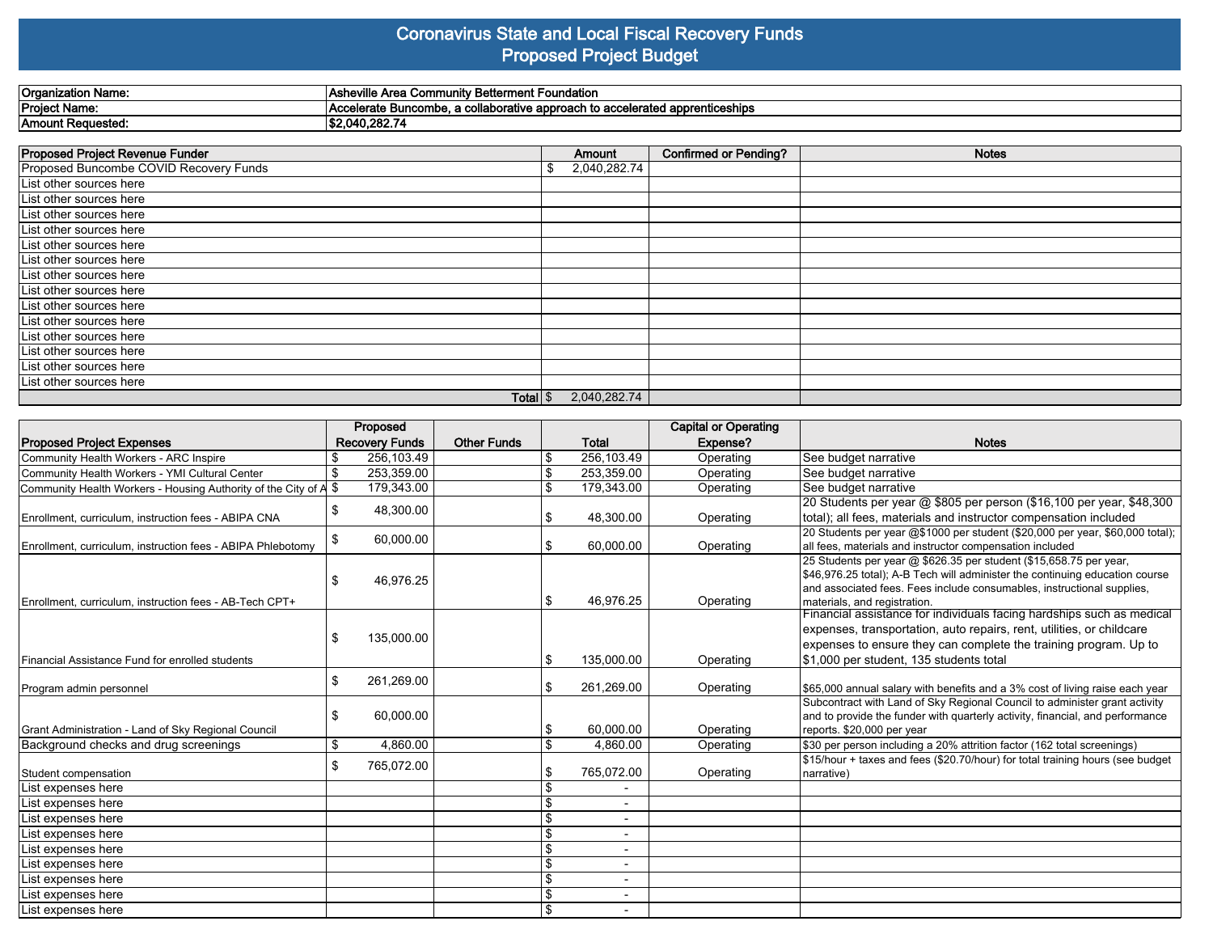# Coronavirus State and Local Fiscal Recovery Funds
## Proposed Project Budget

| | |
|---|---|
| **Organization Name:** | **Asheville Area Community Betterment Foundation** |
| **Project Name:** | **Accelerate Buncombe, a collaborative approach to accelerated apprenticeships** |
| **Amount Requested:** | **$2,040,282.74** |

| Proposed Project Revenue Funder | Amount | Confirmed or Pending? | Notes |
|---|---|---|---|
| Proposed Buncombe COVID Recovery Funds | $ 2,040,282.74 | | |
| List other sources here | | | |
| List other sources here | | | |
| List other sources here | | | |
| List other sources here | | | |
| List other sources here | | | |
| List other sources here | | | |
| List other sources here | | | |
| List other sources here | | | |
| List other sources here | | | |
| List other sources here | | | |
| List other sources here | | | |
| List other sources here | | | |
| List other sources here | | | |
| List other sources here | | | |
| Total | $ 2,040,282.74 | | |

| Proposed Project Expenses | Proposed Recovery Funds | Other Funds | Total | Capital or Operating Expense? | Notes |
|---|---|---|---|---|---|
| Community Health Workers - ARC Inspire | $ 256,103.49 | | $ 256,103.49 | Operating | See budget narrative |
| Community Health Workers - YMI Cultural Center | $ 253,359.00 | | $ 253,359.00 | Operating | See budget narrative |
| Community Health Workers - Housing Authority of the City of A | $ 179,343.00 | | $ 179,343.00 | Operating | See budget narrative |
| Enrollment, curriculum, instruction fees - ABIPA CNA | $ 48,300.00 | | $ 48,300.00 | Operating | 20 Students per year @ $805 per person ($16,100 per year, $48,300 total); all fees, materials and instructor compensation included |
| Enrollment, curriculum, instruction fees - ABIPA Phlebotomy | $ 60,000.00 | | $ 60,000.00 | Operating | 20 Students per year @$1000 per student ($20,000 per year, $60,000 total); all fees, materials and instructor compensation included |
| Enrollment, curriculum, instruction fees - AB-Tech CPT+ | $ 46,976.25 | | $ 46,976.25 | Operating | 25 Students per year @ $626.35 per student ($15,658.75 per year, $46,976.25 total); A-B Tech will administer the continuing education course and associated fees. Fees include consumables, instructional supplies, materials, and registration. |
| Financial Assistance Fund for enrolled students | $ 135,000.00 | | $ 135,000.00 | Operating | Financial assistance for individuals facing hardships such as medical expenses, transportation, auto repairs, rent, utilities, or childcare expenses to ensure they can complete the training program. Up to $1,000 per student, 135 students total |
| Program admin personnel | $ 261,269.00 | | $ 261,269.00 | Operating | $65,000 annual salary with benefits and a 3% cost of living raise each year |
| Grant Administration - Land of Sky Regional Council | $ 60,000.00 | | $ 60,000.00 | Operating | Subcontract with Land of Sky Regional Council to administer grant activity and to provide the funder with quarterly activity, financial, and performance reports. $20,000 per year |
| Background checks and drug screenings | $ 4,860.00 | | $ 4,860.00 | Operating | $30 per person including a 20% attrition factor (162 total screenings) |
| Student compensation | $ 765,072.00 | | $ 765,072.00 | Operating | $15/hour + taxes and fees ($20.70/hour) for total training hours (see budget narrative) |
| List expenses here | | | $ - | | |
| List expenses here | | | $ - | | |
| List expenses here | | | $ - | | |
| List expenses here | | | $ - | | |
| List expenses here | | | $ - | | |
| List expenses here | | | $ - | | |
| List expenses here | | | $ - | | |
| List expenses here | | | $ - | | |
| List expenses here | | | $ - | | |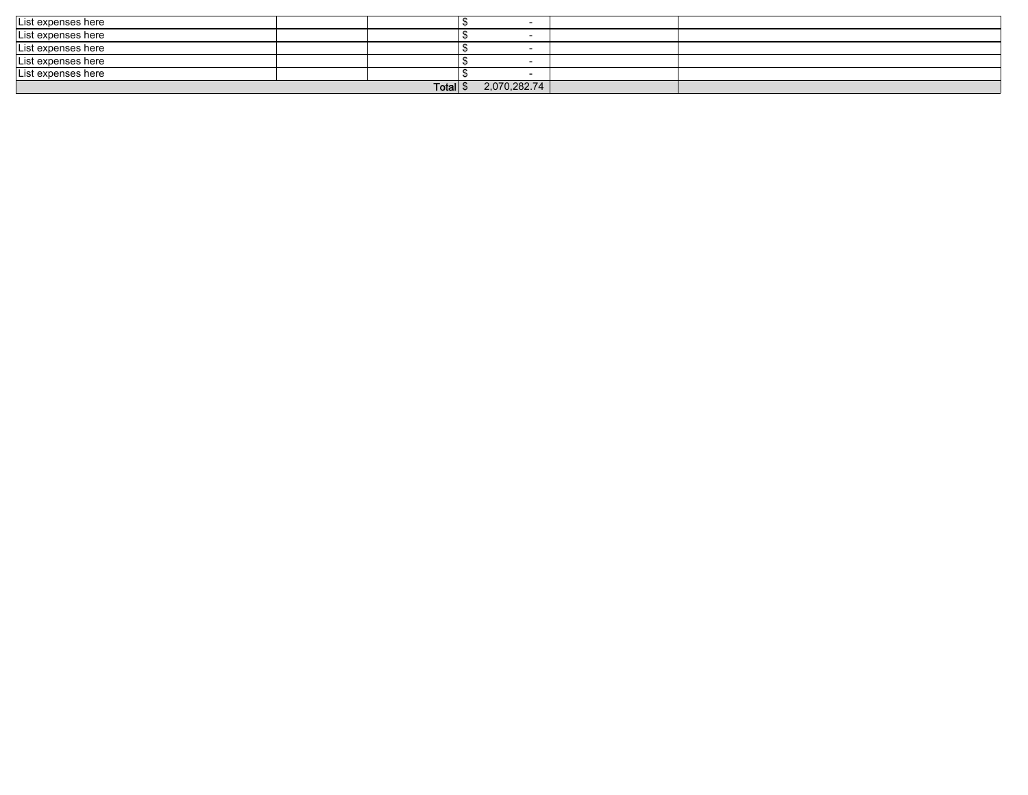| | | | | | |
|---|---|---|---|---|---|
| List expenses here | | | $ - | | |
| List expenses here | | | $ - | | |
| List expenses here | | | $ - | | |
| List expenses here | | | $ - | | |
| List expenses here | | | $ - | | |
| | | **Total** | $ 2,070,282.74 | | |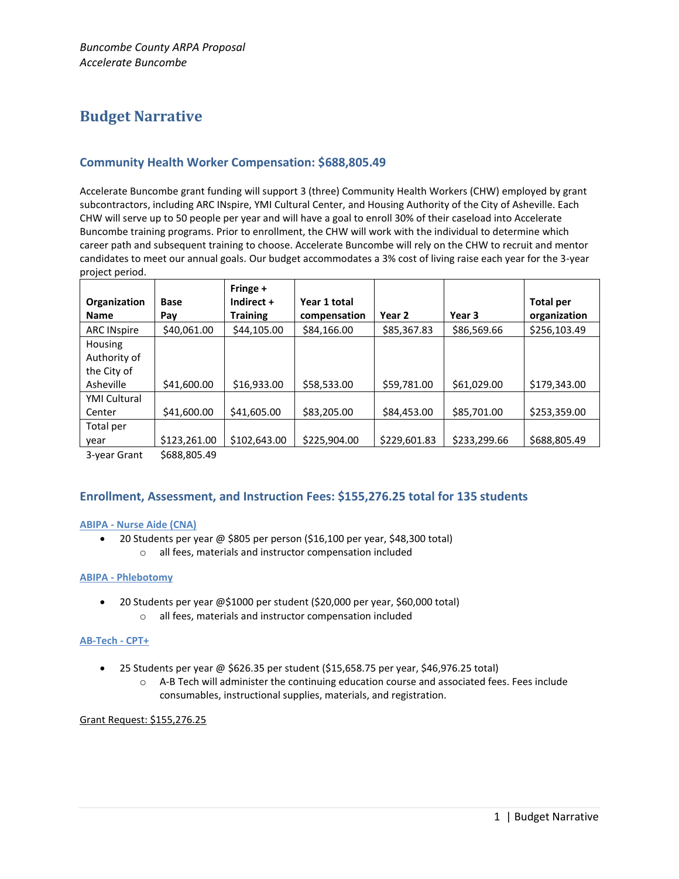*Buncombe County ARPA Proposal*
*Accelerate Buncombe*

# Budget Narrative

## Community Health Worker Compensation: $688,805.49

Accelerate Buncombe grant funding will support 3 (three) Community Health Workers (CHW) employed by grant subcontractors, including ARC INspire, YMI Cultural Center, and Housing Authority of the City of Asheville. Each CHW will serve up to 50 people per year and will have a goal to enroll 30% of their caseload into Accelerate Buncombe training programs. Prior to enrollment, the CHW will work with the individual to determine which career path and subsequent training to choose. Accelerate Buncombe will rely on the CHW to recruit and mentor candidates to meet our annual goals. Our budget accommodates a 3% cost of living raise each year for the 3-year project period.

| Organization Name | Base Pay | Fringe + Indirect + Training | Year 1 total compensation | Year 2 | Year 3 | Total per organization |
|---|---|---|---|---|---|---|
| ARC INspire | $40,061.00 | $44,105.00 | $84,166.00 | $85,367.83 | $86,569.66 | $256,103.49 |
| Housing Authority of the City of Asheville | $41,600.00 | $16,933.00 | $58,533.00 | $59,781.00 | $61,029.00 | $179,343.00 |
| YMI Cultural Center | $41,600.00 | $41,605.00 | $83,205.00 | $84,453.00 | $85,701.00 | $253,359.00 |
| Total per year | $123,261.00 | $102,643.00 | $225,904.00 | $229,601.83 | $233,299.66 | $688,805.49 |
| 3-year Grant | $688,805.49 | | | | | |

## Enrollment, Assessment, and Instruction Fees: $155,276.25 total for 135 students

**ABIPA - Nurse Aide (CNA)**

- 20 Students per year @ $805 per person ($16,100 per year, $48,300 total)
  - all fees, materials and instructor compensation included

**ABIPA - Phlebotomy**

- 20 Students per year @$1000 per student ($20,000 per year, $60,000 total)
  - all fees, materials and instructor compensation included

**AB-Tech - CPT+**

- 25 Students per year @ $626.35 per student ($15,658.75 per year, $46,976.25 total)
  - A-B Tech will administer the continuing education course and associated fees. Fees include consumables, instructional supplies, materials, and registration.

Grant Request: $155,276.25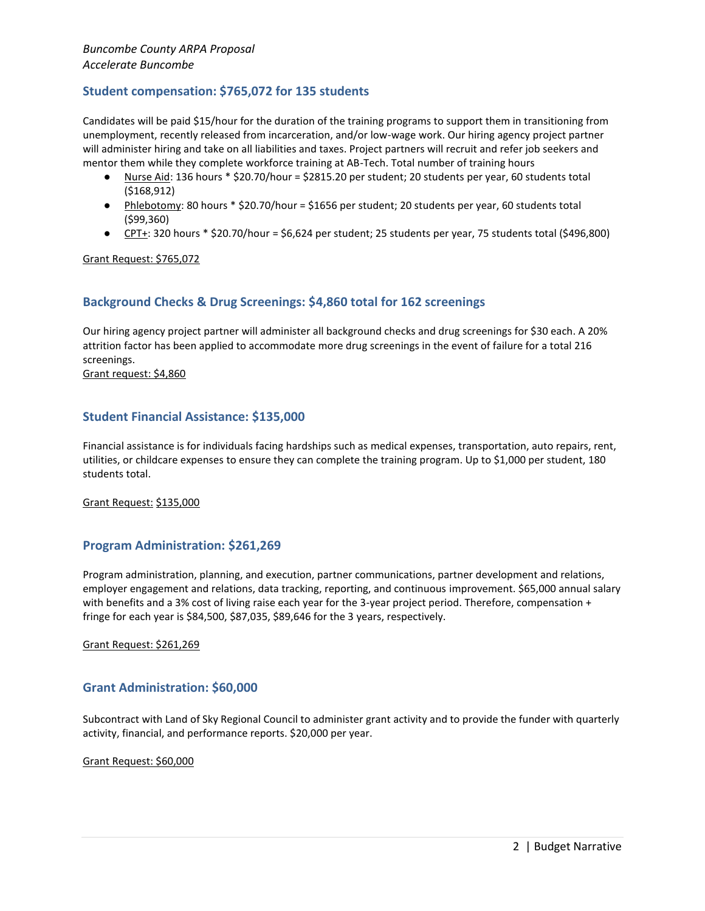## Student compensation: $765,072 for 135 students

Candidates will be paid $15/hour for the duration of the training programs to support them in transitioning from unemployment, recently released from incarceration, and/or low-wage work. Our hiring agency project partner will administer hiring and take on all liabilities and taxes. Project partners will recruit and refer job seekers and mentor them while they complete workforce training at AB-Tech. Total number of training hours

- Nurse Aid: 136 hours * $20.70/hour = $2815.20 per student; 20 students per year, 60 students total ($168,912)
- Phlebotomy: 80 hours * $20.70/hour = $1656 per student; 20 students per year, 60 students total ($99,360)
- CPT+: 320 hours * $20.70/hour = $6,624 per student; 25 students per year, 75 students total ($496,800)

Grant Request: $765,072

## Background Checks & Drug Screenings: $4,860 total for 162 screenings

Our hiring agency project partner will administer all background checks and drug screenings for $30 each. A 20% attrition factor has been applied to accommodate more drug screenings in the event of failure for a total 216 screenings.

Grant request: $4,860

## Student Financial Assistance: $135,000

Financial assistance is for individuals facing hardships such as medical expenses, transportation, auto repairs, rent, utilities, or childcare expenses to ensure they can complete the training program. Up to $1,000 per student, 180 students total.

Grant Request: $135,000

## Program Administration: $261,269

Program administration, planning, and execution, partner communications, partner development and relations, employer engagement and relations, data tracking, reporting, and continuous improvement. $65,000 annual salary with benefits and a 3% cost of living raise each year for the 3-year project period. Therefore, compensation + fringe for each year is $84,500, $87,035, $89,646 for the 3 years, respectively.

Grant Request: $261,269

## Grant Administration: $60,000

Subcontract with Land of Sky Regional Council to administer grant activity and to provide the funder with quarterly activity, financial, and performance reports. $20,000 per year.

Grant Request: $60,000